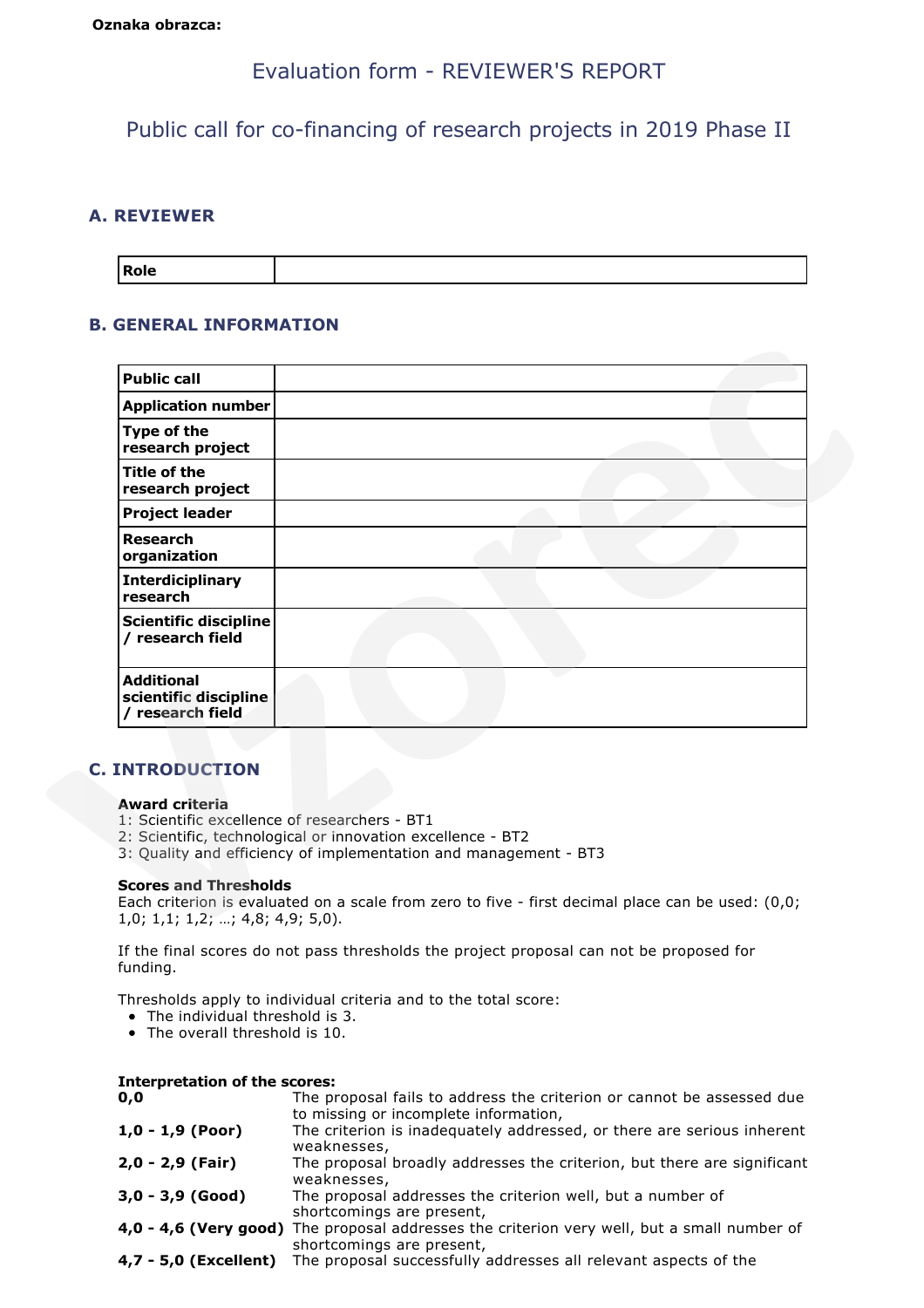**Oznaka obrazca:**

# Evaluation form - REVIEWER'S REPORT

## Public call for co-financing of research projects in 2019 Phase II

### A. REVIEWER

| Role | |
|---|---|

### B. GENERAL INFORMATION

| Public call | |
|---|---|
| Application number | |
| Type of the research project | |
| Title of the research project | |
| Project leader | |
| Research organization | |
| Interdiciplinary research | |
| Scientific discipline / research field | |
| Additional scientific discipline / research field | |

### C. INTRODUCTION

**Award criteria**

1: Scientific excellence of researchers - BT1
2: Scientific, technological or innovation excellence - BT2
3: Quality and efficiency of implementation and management - BT3

**Scores and Thresholds**

Each criterion is evaluated on a scale from zero to five - first decimal place can be used: (0,0; 1,0; 1,1; 1,2; …; 4,8; 4,9; 5,0).

If the final scores do not pass thresholds the project proposal can not be proposed for funding.

Thresholds apply to individual criteria and to the total score:

- The individual threshold is 3.
- The overall threshold is 10.

**Interpretation of the scores:**

| | |
|---|---|
| **0,0** | The proposal fails to address the criterion or cannot be assessed due to missing or incomplete information, |
| **1,0 - 1,9 (Poor)** | The criterion is inadequately addressed, or there are serious inherent weaknesses, |
| **2,0 - 2,9 (Fair)** | The proposal broadly addresses the criterion, but there are significant weaknesses, |
| **3,0 - 3,9 (Good)** | The proposal addresses the criterion well, but a number of shortcomings are present, |
| **4,0 - 4,6 (Very good)** | The proposal addresses the criterion very well, but a small number of shortcomings are present, |
| **4,7 - 5,0 (Excellent)** | The proposal successfully addresses all relevant aspects of the |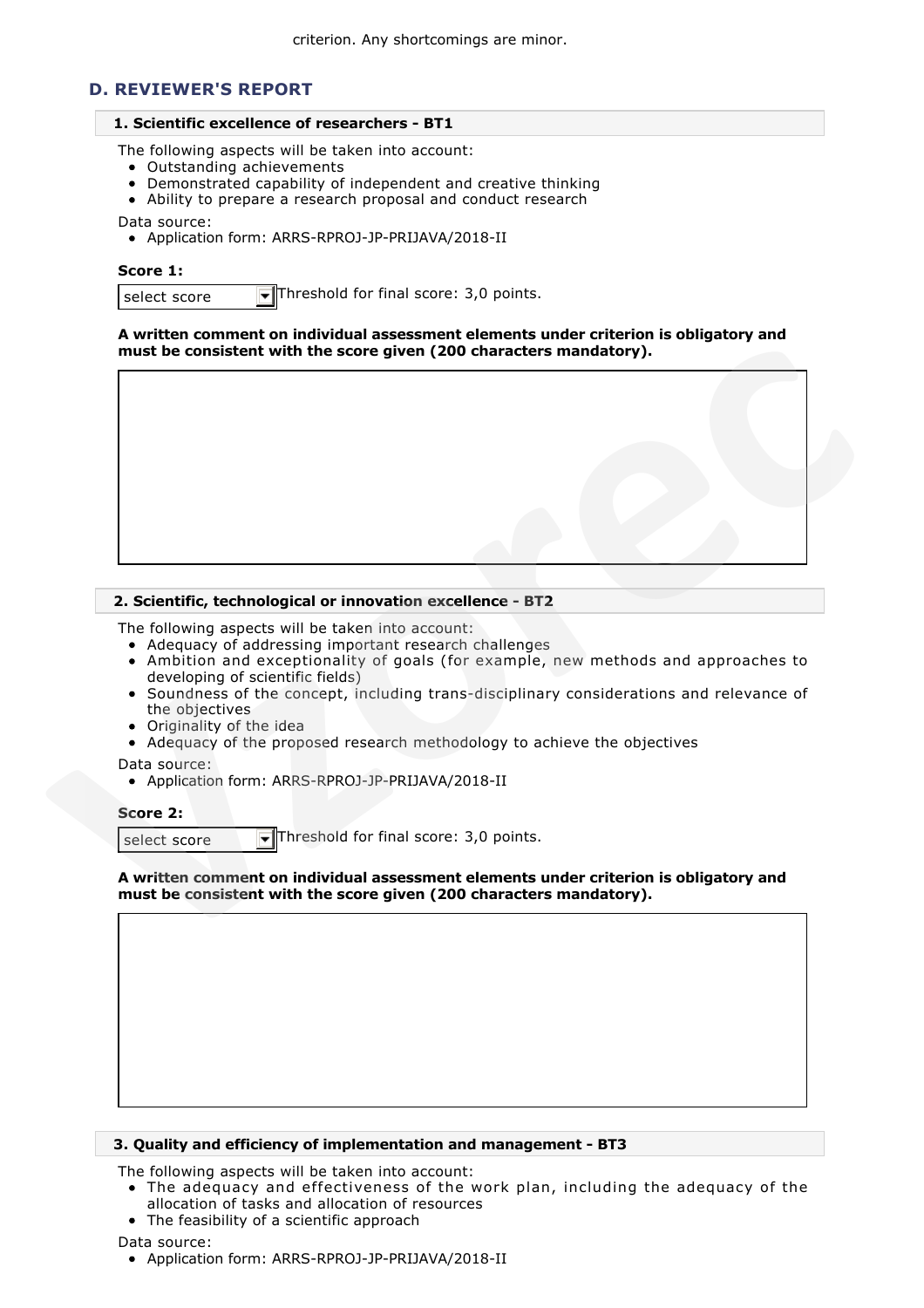criterion. Any shortcomings are minor.

## D. REVIEWER'S REPORT

### 1. Scientific excellence of researchers - BT1

The following aspects will be taken into account:

- Outstanding achievements
- Demonstrated capability of independent and creative thinking
- Ability to prepare a research proposal and conduct research

Data source:

- Application form: ARRS-RPROJ-JP-PRIJAVA/2018-II

**Score 1:**

select score Threshold for final score: 3,0 points.

**A written comment on individual assessment elements under criterion is obligatory and must be consistent with the score given (200 characters mandatory).**

### 2. Scientific, technological or innovation excellence - BT2

The following aspects will be taken into account:

- Adequacy of addressing important research challenges
- Ambition and exceptionality of goals (for example, new methods and approaches to developing of scientific fields)
- Soundness of the concept, including trans-disciplinary considerations and relevance of the objectives
- Originality of the idea
- Adequacy of the proposed research methodology to achieve the objectives

Data source:

- Application form: ARRS-RPROJ-JP-PRIJAVA/2018-II

**Score 2:**

select score Threshold for final score: 3,0 points.

**A written comment on individual assessment elements under criterion is obligatory and must be consistent with the score given (200 characters mandatory).**

### 3. Quality and efficiency of implementation and management - BT3

The following aspects will be taken into account:

- The adequacy and effectiveness of the work plan, including the adequacy of the allocation of tasks and allocation of resources
- The feasibility of a scientific approach

Data source:

- Application form: ARRS-RPROJ-JP-PRIJAVA/2018-II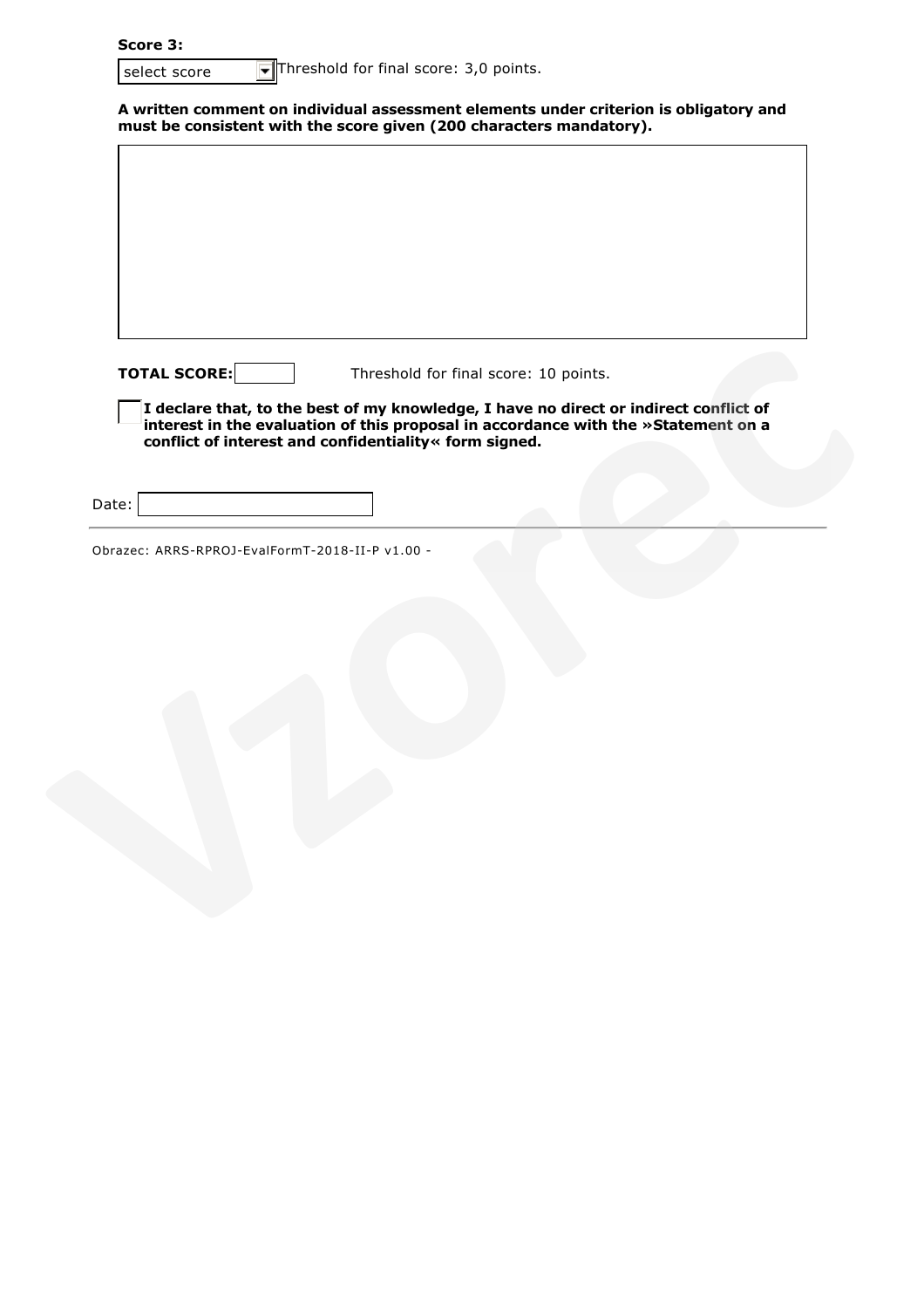**Score 3:**

select score Threshold for final score: 3,0 points.

**A written comment on individual assessment elements under criterion is obligatory and must be consistent with the score given (200 characters mandatory).**

**TOTAL SCORE:** Threshold for final score: 10 points.

**I declare that, to the best of my knowledge, I have no direct or indirect conflict of interest in the evaluation of this proposal in accordance with the »Statement on a conflict of interest and confidentiality« form signed.**

Date:

Obrazec: ARRS-RPROJ-EvalFormT-2018-II-P v1.00 -